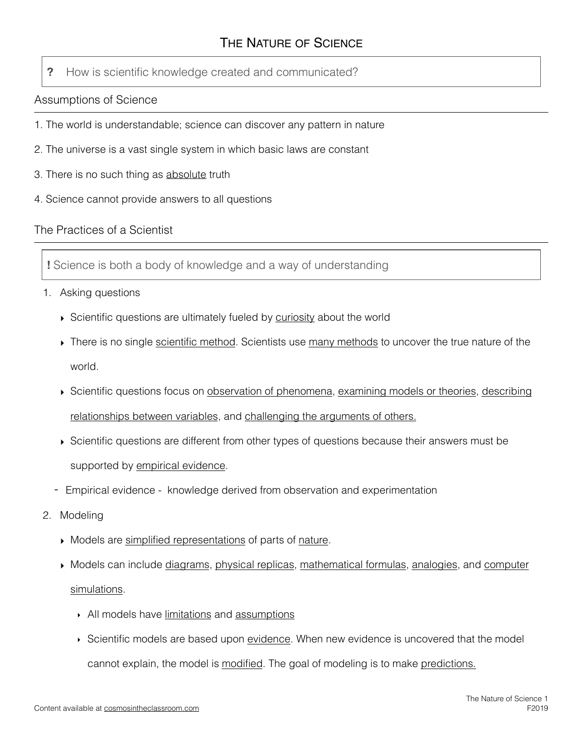# The Nature of Science

> **?** How is scientific knowledge created and communicated?

## Assumptions of Science

1. The world is understandable; science can discover any pattern in nature
2. The universe is a vast single system in which basic laws are constant
3. There is no such thing as absolute truth
4. Science cannot provide answers to all questions

## The Practices of a Scientist

> **!** Science is both a body of knowledge and a way of understanding

1. Asking questions
   - Scientific questions are ultimately fueled by curiosity about the world
   - There is no single scientific method. Scientists use many methods to uncover the true nature of the world.
   - Scientific questions focus on observation of phenomena, examining models or theories, describing relationships between variables, and challenging the arguments of others.
   - Scientific questions are different from other types of questions because their answers must be supported by empirical evidence.
   - Empirical evidence - knowledge derived from observation and experimentation
2. Modeling
   - Models are simplified representations of parts of nature.
   - Models can include diagrams, physical replicas, mathematical formulas, analogies, and computer simulations.
     - All models have limitations and assumptions
     - Scientific models are based upon evidence. When new evidence is uncovered that the model cannot explain, the model is modified. The goal of modeling is to make predictions.

Content available at cosmosintheclassroom.com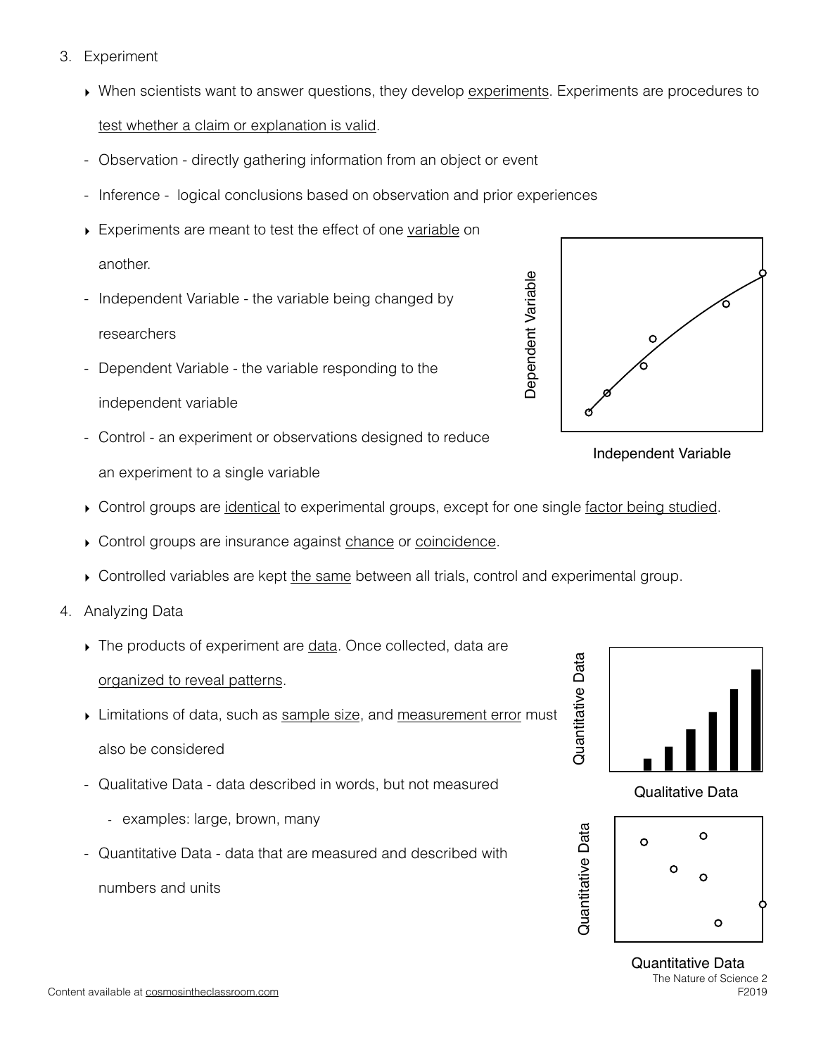3. Experiment

    - When scientists want to answer questions, they develop <u>experiments</u>. Experiments are procedures to <u>test whether a claim or explanation is valid</u>.
    - Observation - directly gathering information from an object or event
    - Inference - logical conclusions based on observation and prior experiences
    - Experiments are meant to test the effect of one <u>variable</u> on another.
    - Independent Variable - the variable being changed by researchers
    - Dependent Variable - the variable responding to the independent variable
    - Control - an experiment or observations designed to reduce an experiment to a single variable
    - Control groups are <u>identical</u> to experimental groups, except for one single <u>factor being studied</u>.
    - Control groups are insurance against <u>chance</u> or <u>coincidence</u>.
    - Controlled variables are kept <u>the same</u> between all trials, control and experimental group.

Dependent Variable

Independent Variable

4. Analyzing Data

    - The products of experiment are <u>data</u>. Once collected, data are <u>organized to reveal patterns</u>.
    - Limitations of data, such as <u>sample size</u>, and <u>measurement error</u> must also be considered
    - Qualitative Data - data described in words, but not measured
        - examples: large, brown, many
    - Quantitative Data - data that are measured and described with numbers and units

Quantitative Data

Qualitative Data

Quantitative Data

Quantitative Data

Content available at cosmosintheclassroom.com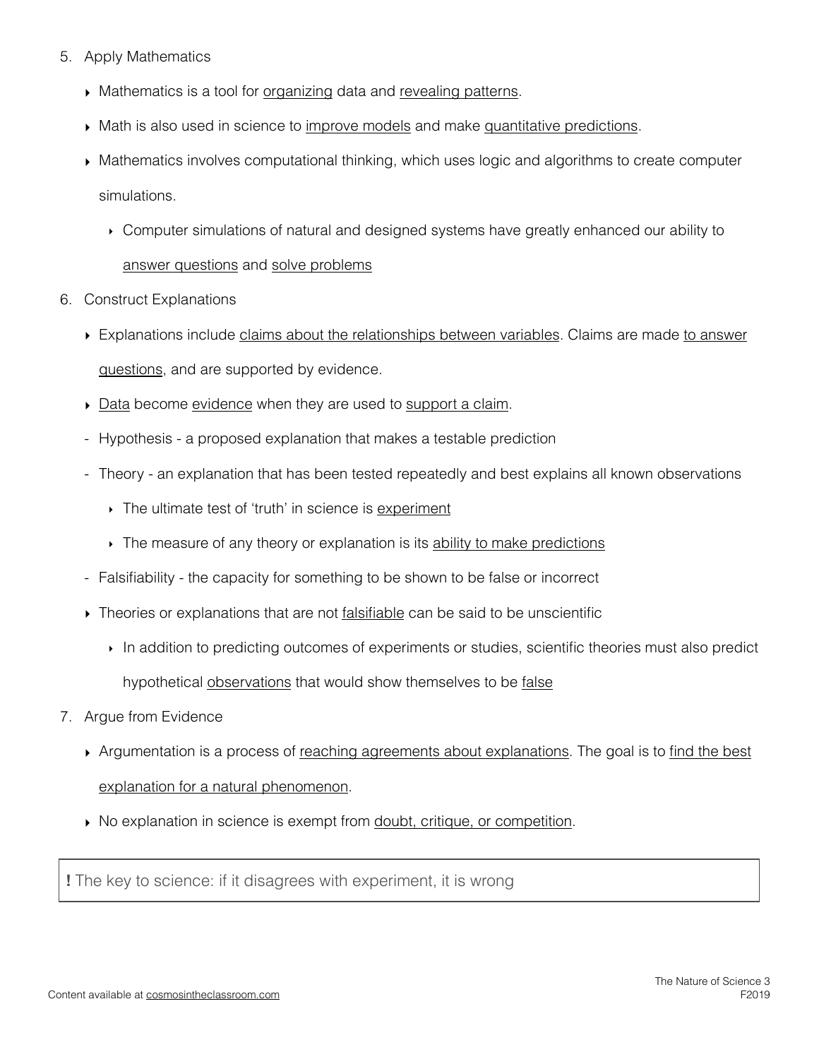5. Apply Mathematics
    - Mathematics is a tool for organizing data and revealing patterns.
    - Math is also used in science to improve models and make quantitative predictions.
    - Mathematics involves computational thinking, which uses logic and algorithms to create computer simulations.
        - Computer simulations of natural and designed systems have greatly enhanced our ability to answer questions and solve problems
6. Construct Explanations
    - Explanations include claims about the relationships between variables. Claims are made to answer questions, and are supported by evidence.
    - Data become evidence when they are used to support a claim.
    - Hypothesis - a proposed explanation that makes a testable prediction
    - Theory - an explanation that has been tested repeatedly and best explains all known observations
        - The ultimate test of 'truth' in science is experiment
        - The measure of any theory or explanation is its ability to make predictions
    - Falsifiability - the capacity for something to be shown to be false or incorrect
    - Theories or explanations that are not falsifiable can be said to be unscientific
        - In addition to predicting outcomes of experiments or studies, scientific theories must also predict hypothetical observations that would show themselves to be false
7. Argue from Evidence
    - Argumentation is a process of reaching agreements about explanations. The goal is to find the best explanation for a natural phenomenon.
    - No explanation in science is exempt from doubt, critique, or competition.

> **!** The key to science: if it disagrees with experiment, it is wrong

Content available at cosmosintheclassroom.com